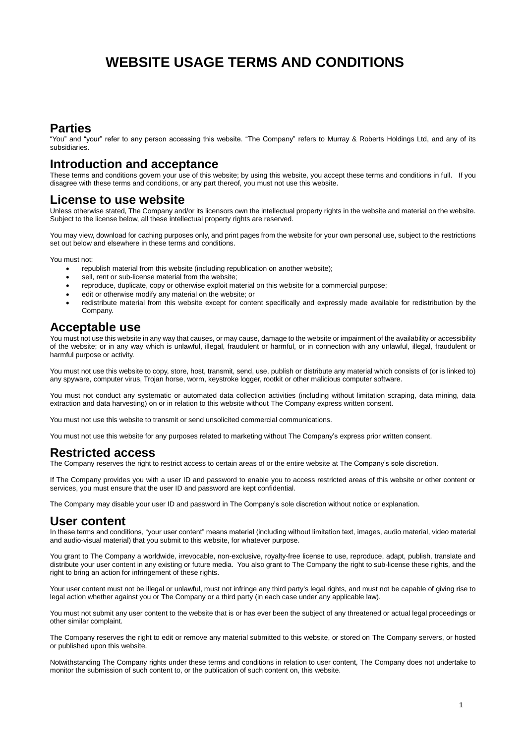# WEBSITE USAGE TERMS AND CONDITIONS

## Parties

"You" and "your" refer to any person accessing this website. "The Company" refers to Murray & Roberts Holdings Ltd, and any of its subsidiaries.

## Introduction and acceptance

These terms and conditions govern your use of this website; by using this website, you accept these terms and conditions in full. If you disagree with these terms and conditions, or any part thereof, you must not use this website.

## License to use website

Unless otherwise stated, The Company and/or its licensors own the intellectual property rights in the website and material on the website. Subject to the license below, all these intellectual property rights are reserved.

You may view, download for caching purposes only, and print pages from the website for your own personal use, subject to the restrictions set out below and elsewhere in these terms and conditions.

You must not:

- republish material from this website (including republication on another website);
- sell, rent or sub-license material from the website;
- reproduce, duplicate, copy or otherwise exploit material on this website for a commercial purpose;
- edit or otherwise modify any material on the website; or
- redistribute material from this website except for content specifically and expressly made available for redistribution by the Company.

## Acceptable use

You must not use this website in any way that causes, or may cause, damage to the website or impairment of the availability or accessibility of the website; or in any way which is unlawful, illegal, fraudulent or harmful, or in connection with any unlawful, illegal, fraudulent or harmful purpose or activity.

You must not use this website to copy, store, host, transmit, send, use, publish or distribute any material which consists of (or is linked to) any spyware, computer virus, Trojan horse, worm, keystroke logger, rootkit or other malicious computer software.

You must not conduct any systematic or automated data collection activities (including without limitation scraping, data mining, data extraction and data harvesting) on or in relation to this website without The Company express written consent.

You must not use this website to transmit or send unsolicited commercial communications.

You must not use this website for any purposes related to marketing without The Company's express prior written consent.

## Restricted access

The Company reserves the right to restrict access to certain areas of or the entire website at The Company's sole discretion.

If The Company provides you with a user ID and password to enable you to access restricted areas of this website or other content or services, you must ensure that the user ID and password are kept confidential.

The Company may disable your user ID and password in The Company's sole discretion without notice or explanation.

## User content

In these terms and conditions, "your user content" means material (including without limitation text, images, audio material, video material and audio-visual material) that you submit to this website, for whatever purpose.

You grant to The Company a worldwide, irrevocable, non-exclusive, royalty-free license to use, reproduce, adapt, publish, translate and distribute your user content in any existing or future media. You also grant to The Company the right to sub-license these rights, and the right to bring an action for infringement of these rights.

Your user content must not be illegal or unlawful, must not infringe any third party's legal rights, and must not be capable of giving rise to legal action whether against you or The Company or a third party (in each case under any applicable law).

You must not submit any user content to the website that is or has ever been the subject of any threatened or actual legal proceedings or other similar complaint.

The Company reserves the right to edit or remove any material submitted to this website, or stored on The Company servers, or hosted or published upon this website.

Notwithstanding The Company rights under these terms and conditions in relation to user content, The Company does not undertake to monitor the submission of such content to, or the publication of such content on, this website.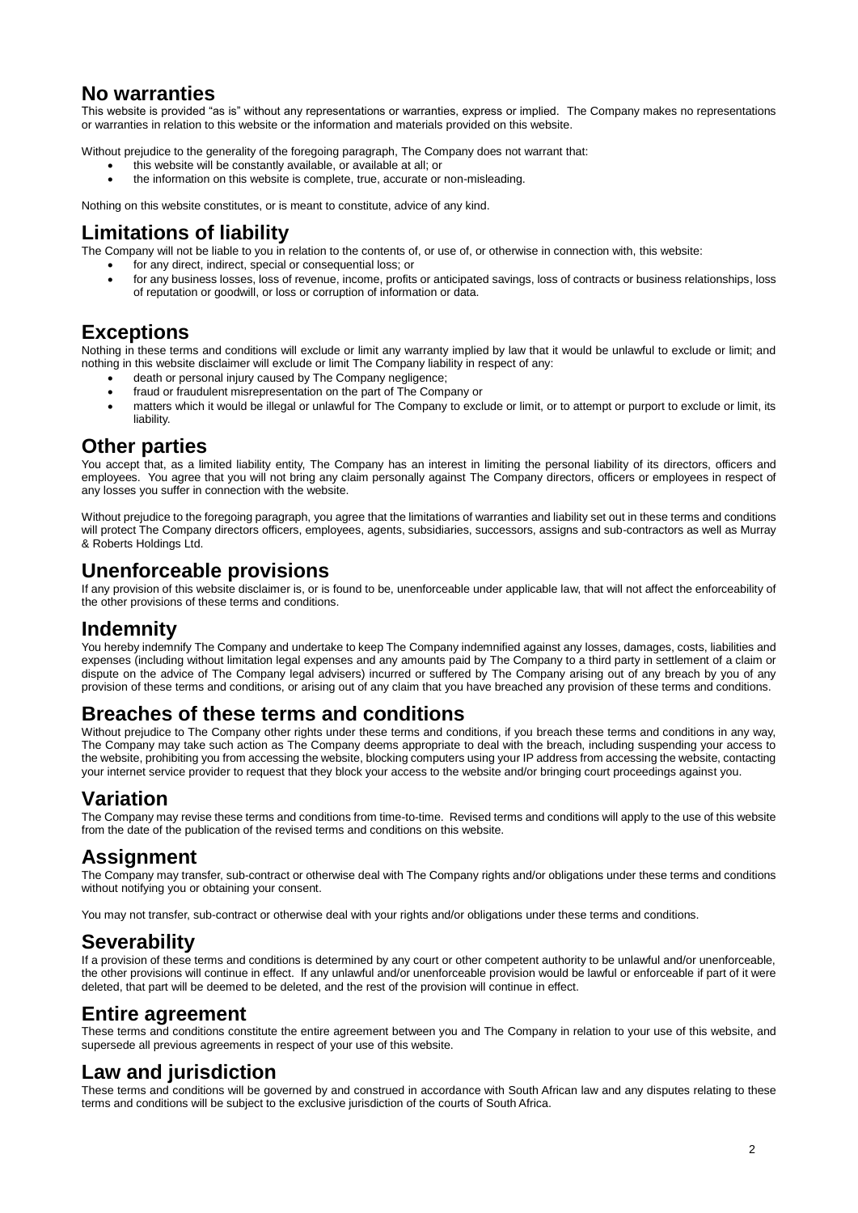## No warranties

This website is provided "as is" without any representations or warranties, express or implied. The Company makes no representations or warranties in relation to this website or the information and materials provided on this website.

Without prejudice to the generality of the foregoing paragraph, The Company does not warrant that:

- this website will be constantly available, or available at all; or
- the information on this website is complete, true, accurate or non-misleading.

Nothing on this website constitutes, or is meant to constitute, advice of any kind.

## Limitations of liability

The Company will not be liable to you in relation to the contents of, or use of, or otherwise in connection with, this website:

- for any direct, indirect, special or consequential loss; or
- for any business losses, loss of revenue, income, profits or anticipated savings, loss of contracts or business relationships, loss of reputation or goodwill, or loss or corruption of information or data.

## Exceptions

Nothing in these terms and conditions will exclude or limit any warranty implied by law that it would be unlawful to exclude or limit; and nothing in this website disclaimer will exclude or limit The Company liability in respect of any:

- death or personal injury caused by The Company negligence;
- fraud or fraudulent misrepresentation on the part of The Company or
- matters which it would be illegal or unlawful for The Company to exclude or limit, or to attempt or purport to exclude or limit, its liability.

## Other parties

You accept that, as a limited liability entity, The Company has an interest in limiting the personal liability of its directors, officers and employees. You agree that you will not bring any claim personally against The Company directors, officers or employees in respect of any losses you suffer in connection with the website.

Without prejudice to the foregoing paragraph, you agree that the limitations of warranties and liability set out in these terms and conditions will protect The Company directors officers, employees, agents, subsidiaries, successors, assigns and sub-contractors as well as Murray & Roberts Holdings Ltd.

## Unenforceable provisions

If any provision of this website disclaimer is, or is found to be, unenforceable under applicable law, that will not affect the enforceability of the other provisions of these terms and conditions.

## Indemnity

You hereby indemnify The Company and undertake to keep The Company indemnified against any losses, damages, costs, liabilities and expenses (including without limitation legal expenses and any amounts paid by The Company to a third party in settlement of a claim or dispute on the advice of The Company legal advisers) incurred or suffered by The Company arising out of any breach by you of any provision of these terms and conditions, or arising out of any claim that you have breached any provision of these terms and conditions.

## Breaches of these terms and conditions

Without prejudice to The Company other rights under these terms and conditions, if you breach these terms and conditions in any way, The Company may take such action as The Company deems appropriate to deal with the breach, including suspending your access to the website, prohibiting you from accessing the website, blocking computers using your IP address from accessing the website, contacting your internet service provider to request that they block your access to the website and/or bringing court proceedings against you.

## Variation

The Company may revise these terms and conditions from time-to-time. Revised terms and conditions will apply to the use of this website from the date of the publication of the revised terms and conditions on this website.

## Assignment

The Company may transfer, sub-contract or otherwise deal with The Company rights and/or obligations under these terms and conditions without notifying you or obtaining your consent.

You may not transfer, sub-contract or otherwise deal with your rights and/or obligations under these terms and conditions.

## Severability

If a provision of these terms and conditions is determined by any court or other competent authority to be unlawful and/or unenforceable, the other provisions will continue in effect. If any unlawful and/or unenforceable provision would be lawful or enforceable if part of it were deleted, that part will be deemed to be deleted, and the rest of the provision will continue in effect.

## Entire agreement

These terms and conditions constitute the entire agreement between you and The Company in relation to your use of this website, and supersede all previous agreements in respect of your use of this website.

## Law and jurisdiction

These terms and conditions will be governed by and construed in accordance with South African law and any disputes relating to these terms and conditions will be subject to the exclusive jurisdiction of the courts of South Africa.